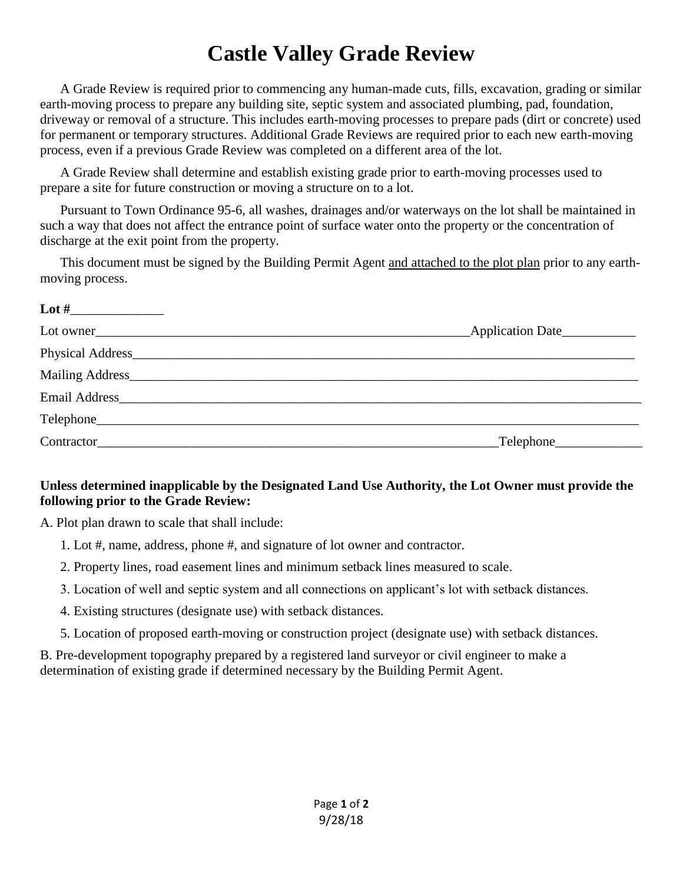# Castle Valley Grade Review

A Grade Review is required prior to commencing any human-made cuts, fills, excavation, grading or similar earth-moving process to prepare any building site, septic system and associated plumbing, pad, foundation, driveway or removal of a structure. This includes earth-moving processes to prepare pads (dirt or concrete) used for permanent or temporary structures. Additional Grade Reviews are required prior to each new earth-moving process, even if a previous Grade Review was completed on a different area of the lot.

A Grade Review shall determine and establish existing grade prior to earth-moving processes used to prepare a site for future construction or moving a structure on to a lot.

Pursuant to Town Ordinance 95-6, all washes, drainages and/or waterways on the lot shall be maintained in such a way that does not affect the entrance point of surface water onto the property or the concentration of discharge at the exit point from the property.

This document must be signed by the Building Permit Agent <u>and attached to the plot plan</u> prior to any earth-moving process.

**Lot #**______________

Lot owner____________________________________________________________Application Date___________

Physical Address__________________________________________________________________________

Mailing Address___________________________________________________________________________

Email Address____________________________________________________________________________

Telephone________________________________________________________________________________

Contractor________________________________________________________________Telephone_____________

**Unless determined inapplicable by the Designated Land Use Authority, the Lot Owner must provide the following prior to the Grade Review:**

A. Plot plan drawn to scale that shall include:

1. Lot #, name, address, phone #, and signature of lot owner and contractor.
2. Property lines, road easement lines and minimum setback lines measured to scale.
3. Location of well and septic system and all connections on applicant's lot with setback distances.
4. Existing structures (designate use) with setback distances.
5. Location of proposed earth-moving or construction project (designate use) with setback distances.

B. Pre-development topography prepared by a registered land surveyor or civil engineer to make a determination of existing grade if determined necessary by the Building Permit Agent.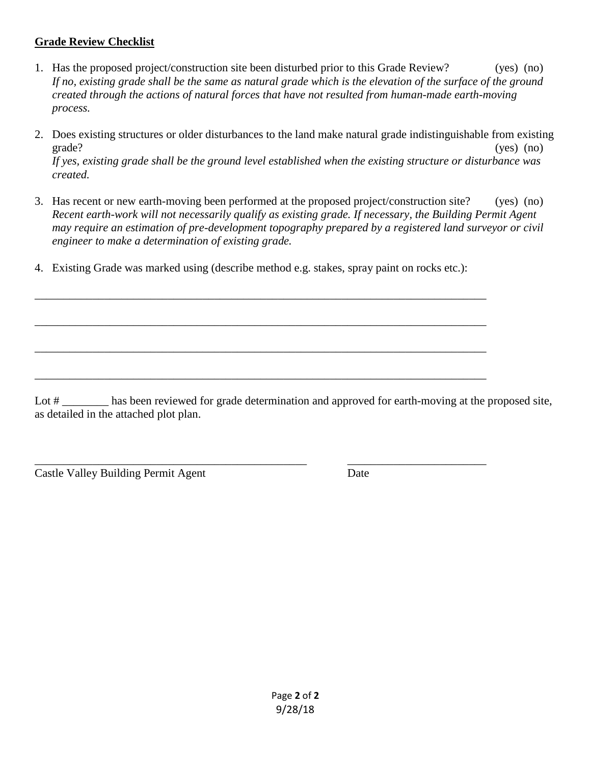**Grade Review Checklist**

1. Has the proposed project/construction site been disturbed prior to this Grade Review? (yes) (no)
   *If no, existing grade shall be the same as natural grade which is the elevation of the surface of the ground created through the actions of natural forces that have not resulted from human-made earth-moving process.*

2. Does existing structures or older disturbances to the land make natural grade indistinguishable from existing grade? (yes) (no)
   *If yes, existing grade shall be the ground level established when the existing structure or disturbance was created.*

3. Has recent or new earth-moving been performed at the proposed project/construction site? (yes) (no)
   *Recent earth-work will not necessarily qualify as existing grade. If necessary, the Building Permit Agent may require an estimation of pre-development topography prepared by a registered land surveyor or civil engineer to make a determination of existing grade.*

4. Existing Grade was marked using (describe method e.g. stakes, spray paint on rocks etc.):

_______________________________________________________________________________

_______________________________________________________________________________

_______________________________________________________________________________

_______________________________________________________________________________

Lot # ________ has been reviewed for grade determination and approved for earth-moving at the proposed site, as detailed in the attached plot plan.

________________________________________________ ________________________

Castle Valley Building Permit Agent Date

9/28/18